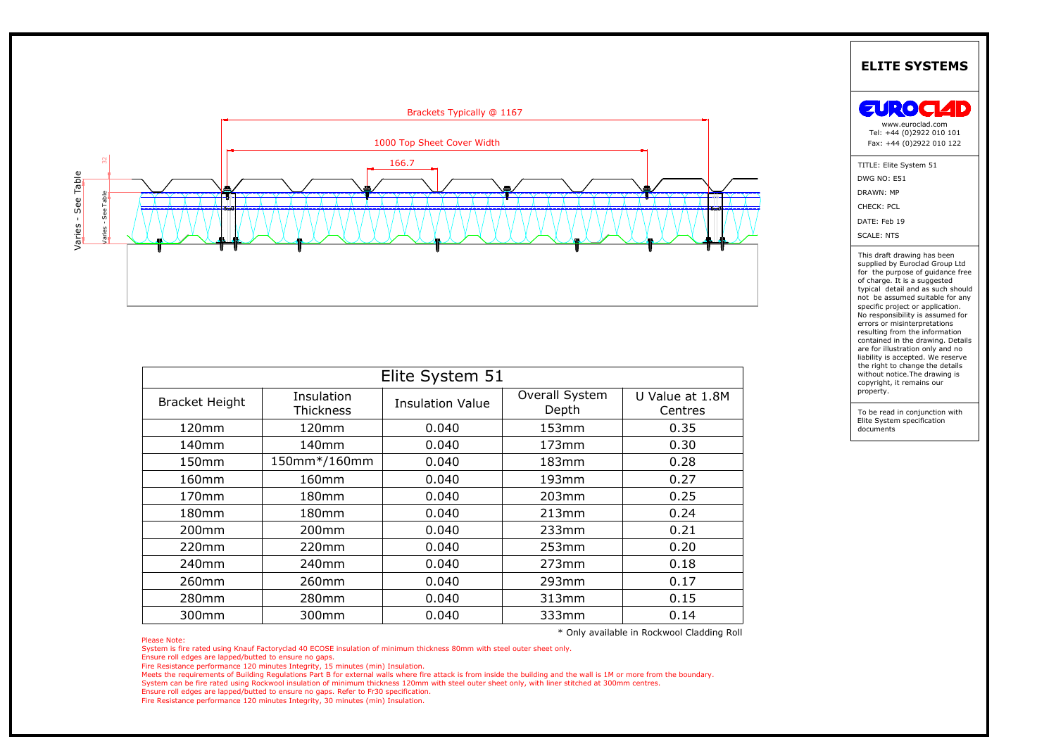Brackets Typically @ 1167

1000 Top Sheet Cover Width

166.7

32

Varies - See Table

Varies - See Table

# ELITE SYSTEMS

EUROCLAD

www.euroclad.com
Tel: +44 (0)2922 010 101
Fax: +44 (0)2922 010 122

TITLE: Elite System 51

DWG NO: E51

DRAWN: MP

CHECK: PCL

DATE: Feb 19

SCALE: NTS

This draft drawing has been supplied by Euroclad Group Ltd for the purpose of guidance free of charge. It is a suggested typical detail and as such should not be assumed suitable for any specific project or application. No responsibility is assumed for errors or misinterpretations resulting from the information contained in the drawing. Details are for illustration only and no liability is accepted. We reserve the right to change the details without notice.The drawing is copyright, it remains our property.

To be read in conjunction with Elite System specification documents

## Elite System 51

| Bracket Height | Insulation Thickness | Insulation Value | Overall System Depth | U Value at 1.8M Centres |
|---|---|---|---|---|
| 120mm | 120mm | 0.040 | 153mm | 0.35 |
| 140mm | 140mm | 0.040 | 173mm | 0.30 |
| 150mm | 150mm*/160mm | 0.040 | 183mm | 0.28 |
| 160mm | 160mm | 0.040 | 193mm | 0.27 |
| 170mm | 180mm | 0.040 | 203mm | 0.25 |
| 180mm | 180mm | 0.040 | 213mm | 0.24 |
| 200mm | 200mm | 0.040 | 233mm | 0.21 |
| 220mm | 220mm | 0.040 | 253mm | 0.20 |
| 240mm | 240mm | 0.040 | 273mm | 0.18 |
| 260mm | 260mm | 0.040 | 293mm | 0.17 |
| 280mm | 280mm | 0.040 | 313mm | 0.15 |
| 300mm | 300mm | 0.040 | 333mm | 0.14 |

* Only available in Rockwool Cladding Roll

Please Note:
System is fire rated using Knauf Factoryclad 40 ECOSE insulation of minimum thickness 80mm with steel outer sheet only.
Ensure roll edges are lapped/butted to ensure no gaps.
Fire Resistance performance 120 minutes Integrity, 15 minutes (min) Insulation.
Meets the requirements of Building Regulations Part B for external walls where fire attack is from inside the building and the wall is 1M or more from the boundary.
System can be fire rated using Rockwool insulation of minimum thickness 120mm with steel outer sheet only, with liner stitched at 300mm centres.
Ensure roll edges are lapped/butted to ensure no gaps. Refer to Fr30 specification.
Fire Resistance performance 120 minutes Integrity, 30 minutes (min) Insulation.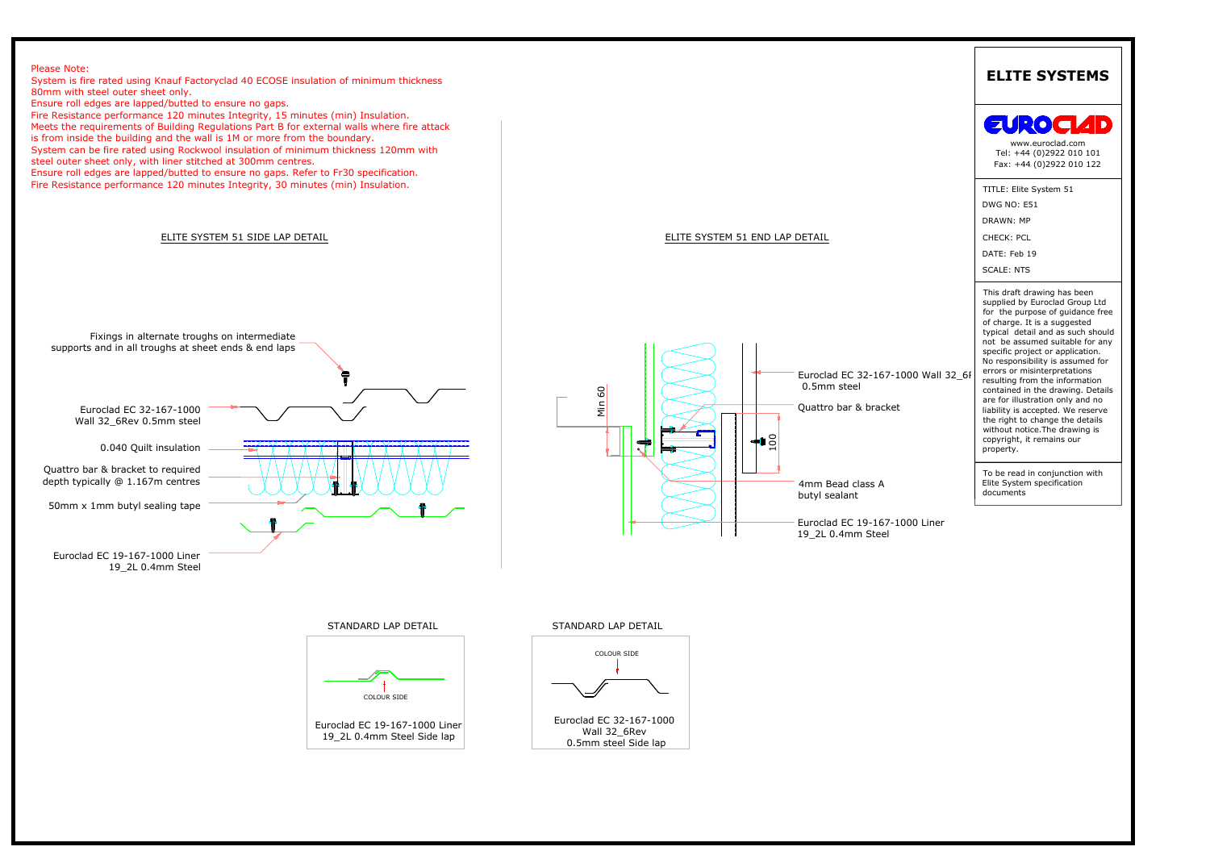Please Note:
System is fire rated using Knauf Factoryclad 40 ECOSE insulation of minimum thickness 80mm with steel outer sheet only.
Ensure roll edges are lapped/butted to ensure no gaps.
Fire Resistance performance 120 minutes Integrity, 15 minutes (min) Insulation.
Meets the requirements of Building Regulations Part B for external walls where fire attack is from inside the building and the wall is 1M or more from the boundary.
System can be fire rated using Rockwool insulation of minimum thickness 120mm with steel outer sheet only, with liner stitched at 300mm centres.
Ensure roll edges are lapped/butted to ensure no gaps. Refer to Fr30 specification.
Fire Resistance performance 120 minutes Integrity, 30 minutes (min) Insulation.

## ELITE SYSTEM 51 SIDE LAP DETAIL

- Fixings in alternate troughs on intermediate supports and in all troughs at sheet ends & end laps
- Euroclad EC 32-167-1000 Wall 32_6Rev 0.5mm steel
- 0.040 Quilt insulation
- Quattro bar & bracket to required depth typically @ 1.167m centres
- 50mm x 1mm butyl sealing tape
- Euroclad EC 19-167-1000 Liner 19_2L 0.4mm Steel

## ELITE SYSTEM 51 END LAP DETAIL

- Min 60
- 100
- Euroclad EC 32-167-1000 Wall 32_6R 0.5mm steel
- Quattro bar & bracket
- 4mm Bead class A butyl sealant
- Euroclad EC 19-167-1000 Liner 19_2L 0.4mm Steel

## STANDARD LAP DETAIL

COLOUR SIDE

Euroclad EC 19-167-1000 Liner 19_2L 0.4mm Steel Side lap

## STANDARD LAP DETAIL

COLOUR SIDE

Euroclad EC 32-167-1000 Wall 32_6Rev 0.5mm steel Side lap

# ELITE SYSTEMS

EUROCLAD

www.euroclad.com
Tel: +44 (0)2922 010 101
Fax: +44 (0)2922 010 122

TITLE: Elite System 51
DWG NO: E51
DRAWN: MP
CHECK: PCL
DATE: Feb 19
SCALE: NTS

This draft drawing has been supplied by Euroclad Group Ltd for the purpose of guidance free of charge. It is a suggested typical detail and as such should not be assumed suitable for any specific project or application. No responsibility is assumed for errors or misinterpretations resulting from the information contained in the drawing. Details are for illustration only and no liability is accepted. We reserve the right to change the details without notice.The drawing is copyright, it remains our property.

To be read in conjunction with Elite System specification documents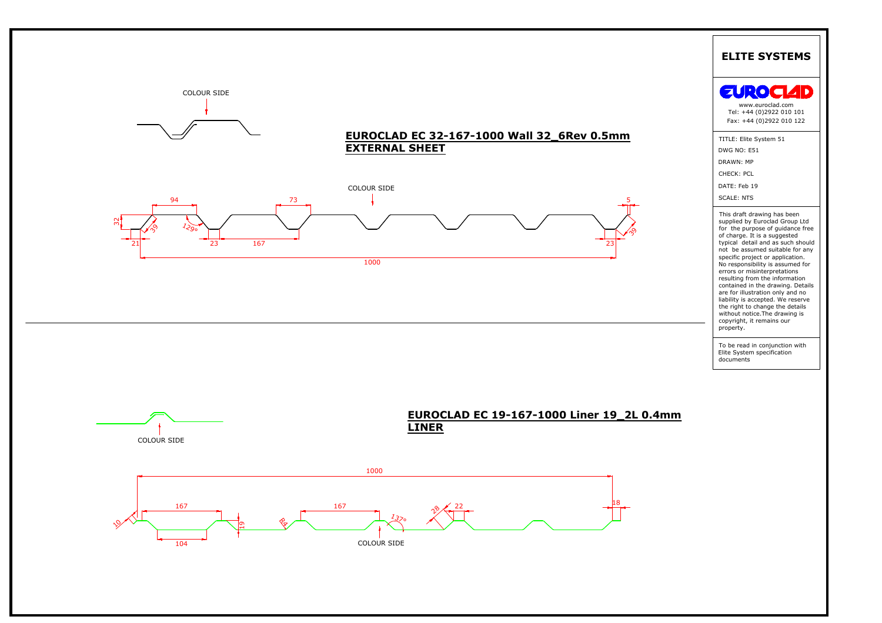## EUROCLAD EC 32-167-1000 Wall 32_6Rev 0.5mm
## EXTERNAL SHEET

COLOUR SIDE

COLOUR SIDE

94 73 5 32 39 129° 39 21 23 167 23 1000

## EUROCLAD EC 19-167-1000 Liner 19_2L 0.4mm
## LINER

COLOUR SIDE

1000 167 167 28 22 18 10 19 R4 137° 104

COLOUR SIDE

# ELITE SYSTEMS

EUROCLAD

www.euroclad.com
Tel: +44 (0)2922 010 101
Fax: +44 (0)2922 010 122

TITLE: Elite System 51
DWG NO: E51
DRAWN: MP
CHECK: PCL
DATE: Feb 19
SCALE: NTS

This draft drawing has been supplied by Euroclad Group Ltd for the purpose of guidance free of charge. It is a suggested typical detail and as such should not be assumed suitable for any specific project or application. No responsibility is assumed for errors or misinterpretations resulting from the information contained in the drawing. Details are for illustration only and no liability is accepted. We reserve the right to change the details without notice.The drawing is copyright, it remains our property.

To be read in conjunction with Elite System specification documents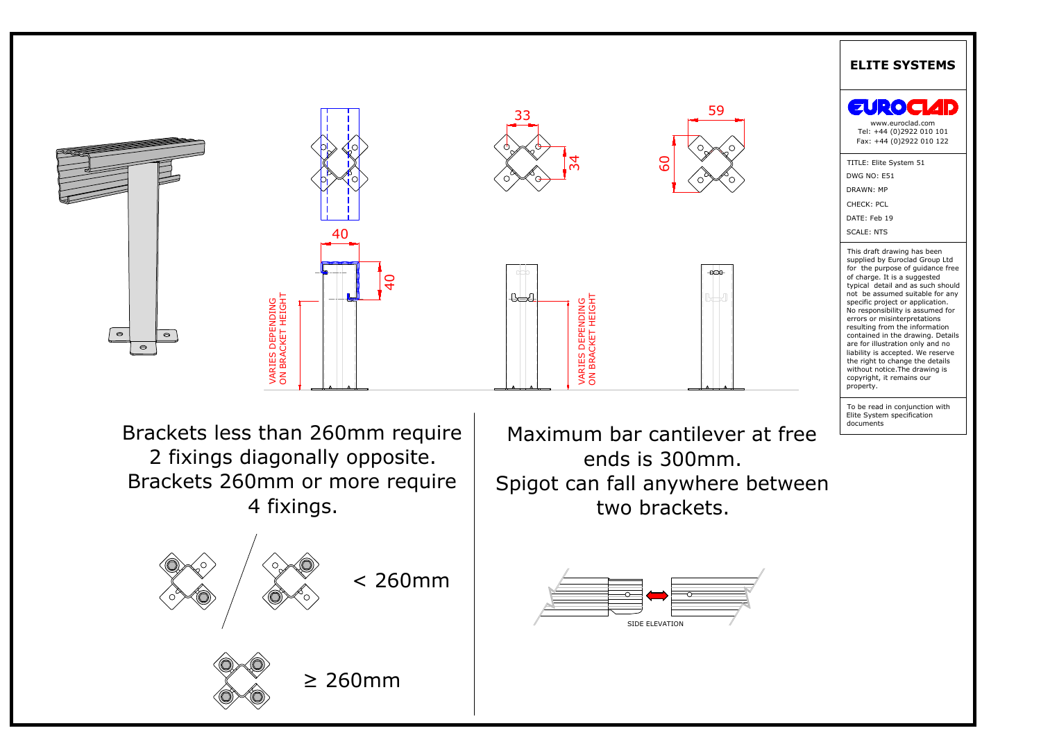# ELITE SYSTEMS

EUROCLAD

www.euroclad.com
Tel: +44 (0)2922 010 101
Fax: +44 (0)2922 010 122

TITLE: Elite System 51
DWG NO: E51
DRAWN: MP
CHECK: PCL
DATE: Feb 19
SCALE: NTS

This draft drawing has been supplied by Euroclad Group Ltd for the purpose of guidance free of charge. It is a suggested typical detail and as such should not be assumed suitable for any specific project or application. No responsibility is assumed for errors or misinterpretations resulting from the information contained in the drawing. Details are for illustration only and no liability is accepted. We reserve the right to change the details without notice.The drawing is copyright, it remains our property.

To be read in conjunction with Elite System specification documents

33

34

59

60

40

40

VARIES DEPENDING ON BRACKET HEIGHT

VARIES DEPENDING ON BRACKET HEIGHT

Brackets less than 260mm require 2 fixings diagonally opposite. Brackets 260mm or more require 4 fixings.

< 260mm

≥ 260mm

Maximum bar cantilever at free ends is 300mm. Spigot can fall anywhere between two brackets.

SIDE ELEVATION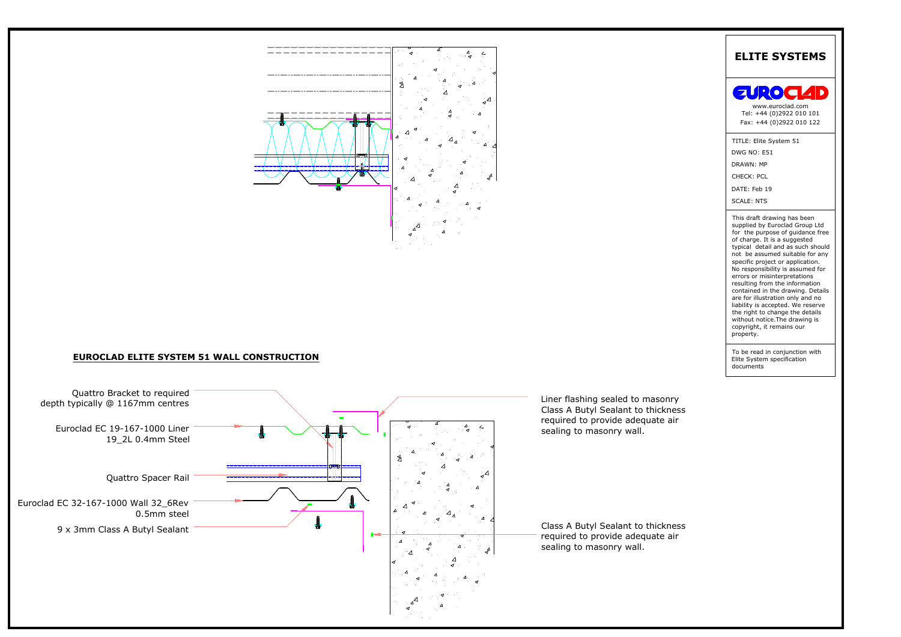## ELITE SYSTEMS

EUROCLAD

www.euroclad.com
Tel: +44 (0)2922 010 101
Fax: +44 (0)2922 010 122

TITLE: Elite System 51
DWG NO: E51
DRAWN: MP
CHECK: PCL
DATE: Feb 19
SCALE: NTS

This draft drawing has been supplied by Euroclad Group Ltd for the purpose of guidance free of charge. It is a suggested typical detail and as such should not be assumed suitable for any specific project or application. No responsibility is assumed for errors or misinterpretations resulting from the information contained in the drawing. Details are for illustration only and no liability is accepted. We reserve the right to change the details without notice.The drawing is copyright, it remains our property.

To be read in conjunction with Elite System specification documents

**EUROCLAD ELITE SYSTEM 51 WALL CONSTRUCTION**

Quattro Bracket to required depth typically @ 1167mm centres

Euroclad EC 19-167-1000 Liner 19_2L 0.4mm Steel

Quattro Spacer Rail

Euroclad EC 32-167-1000 Wall 32_6Rev 0.5mm steel

9 x 3mm Class A Butyl Sealant

Liner flashing sealed to masonry Class A Butyl Sealant to thickness required to provide adequate air sealing to masonry wall.

Class A Butyl Sealant to thickness required to provide adequate air sealing to masonry wall.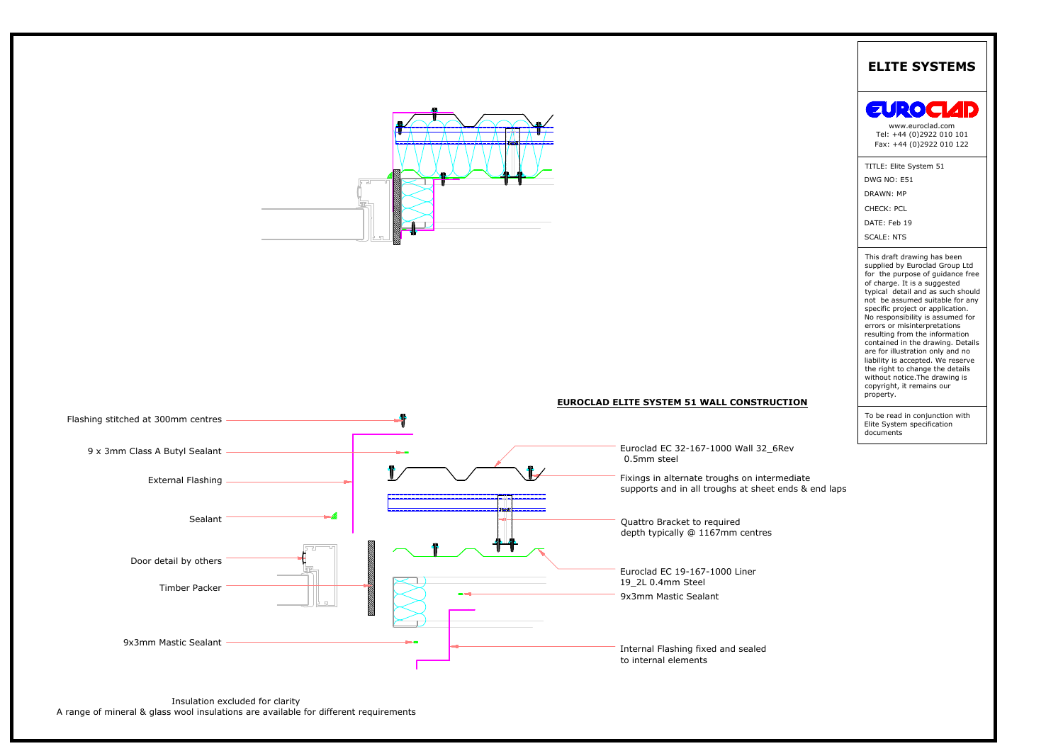## ELITE SYSTEMS

**EUROCLAD**

www.euroclad.com
Tel: +44 (0)2922 010 101
Fax: +44 (0)2922 010 122

TITLE: Elite System 51
DWG NO: E51
DRAWN: MP
CHECK: PCL
DATE: Feb 19
SCALE: NTS

This draft drawing has been supplied by Euroclad Group Ltd for the purpose of guidance free of charge. It is a suggested typical detail and as such should not be assumed suitable for any specific project or application. No responsibility is assumed for errors or misinterpretations resulting from the information contained in the drawing. Details are for illustration only and no liability is accepted. We reserve the right to change the details without notice.The drawing is copyright, it remains our property.

To be read in conjunction with Elite System specification documents

**EUROCLAD ELITE SYSTEM 51 WALL CONSTRUCTION**

- Flashing stitched at 300mm centres
- 9 x 3mm Class A Butyl Sealant
- External Flashing
- Sealant
- Door detail by others
- Timber Packer
- 9x3mm Mastic Sealant
- Euroclad EC 32-167-1000 Wall 32_6Rev 0.5mm steel
- Fixings in alternate troughs on intermediate supports and in all troughs at sheet ends & end laps
- Quattro Bracket to required depth typically @ 1167mm centres
- Euroclad EC 19-167-1000 Liner 19_2L 0.4mm Steel
- 9x3mm Mastic Sealant
- Internal Flashing fixed and sealed to internal elements

Insulation excluded for clarity
A range of mineral & glass wool insulations are available for different requirements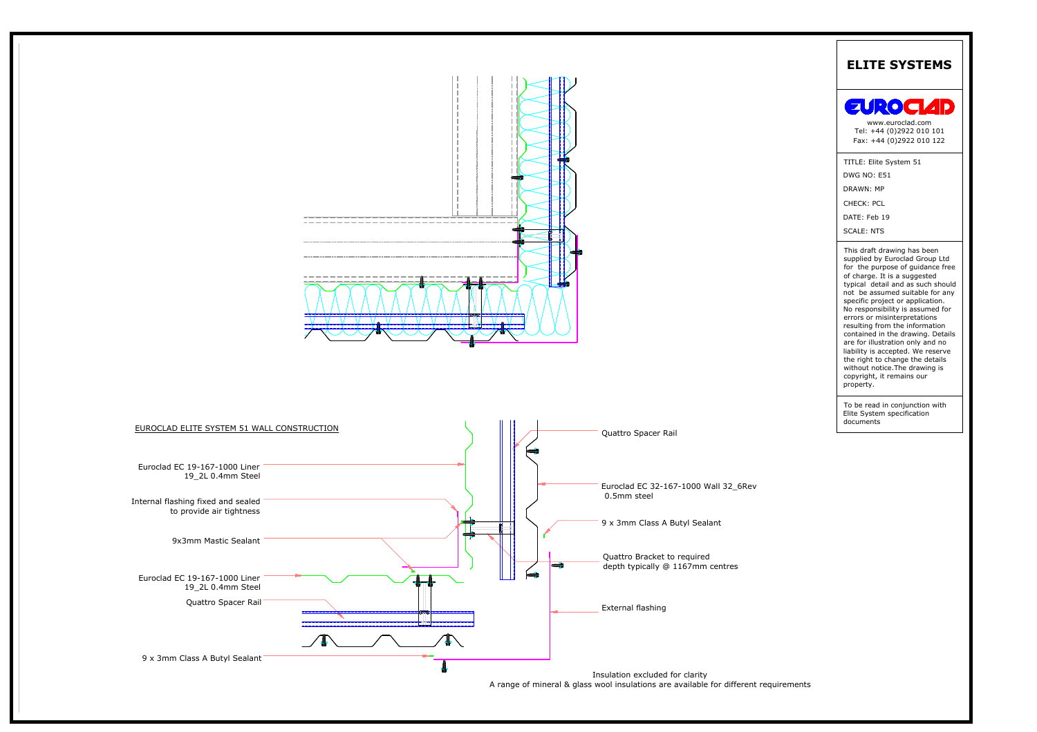# ELITE SYSTEMS

EUROCLAD

www.euroclad.com
Tel: +44 (0)2922 010 101
Fax: +44 (0)2922 010 122

TITLE: Elite System 51

DWG NO: E51

DRAWN: MP

CHECK: PCL

DATE: Feb 19

SCALE: NTS

This draft drawing has been supplied by Euroclad Group Ltd for the purpose of guidance free of charge. It is a suggested typical detail and as such should not be assumed suitable for any specific project or application. No responsibility is assumed for errors or misinterpretations resulting from the information contained in the drawing. Details are for illustration only and no liability is accepted. We reserve the right to change the details without notice.The drawing is copyright, it remains our property.

To be read in conjunction with Elite System specification documents

## EUROCLAD ELITE SYSTEM 51 WALL CONSTRUCTION

- Euroclad EC 19-167-1000 Liner 19_2L 0.4mm Steel
- Internal flashing fixed and sealed to provide air tightness
- 9x3mm Mastic Sealant
- Euroclad EC 19-167-1000 Liner 19_2L 0.4mm Steel
- Quattro Spacer Rail
- 9 x 3mm Class A Butyl Sealant
- Quattro Spacer Rail
- Euroclad EC 32-167-1000 Wall 32_6Rev 0.5mm steel
- 9 x 3mm Class A Butyl Sealant
- Quattro Bracket to required depth typically @ 1167mm centres
- External flashing

Insulation excluded for clarity
A range of mineral & glass wool insulations are available for different requirements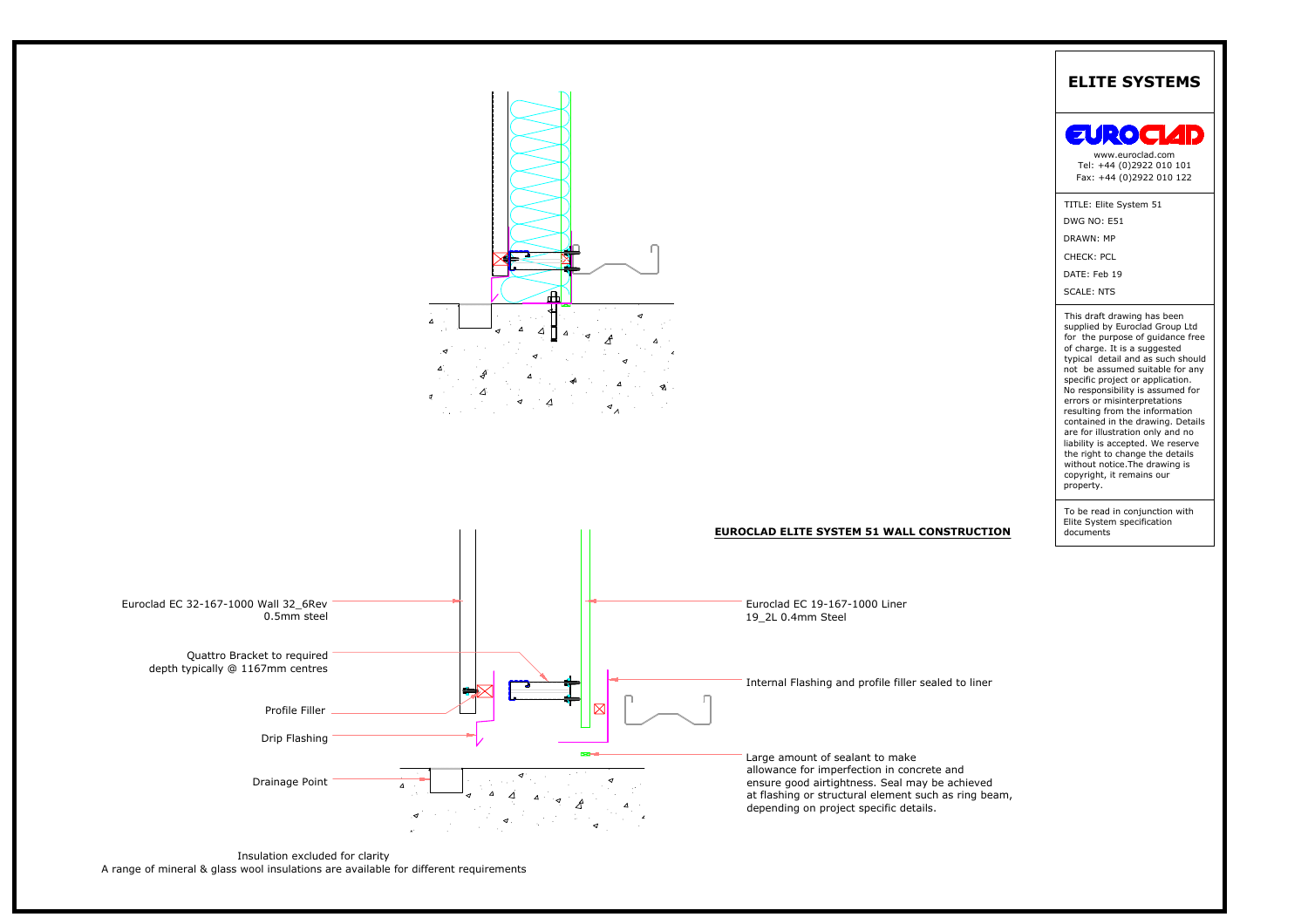# ELITE SYSTEMS

www.euroclad.com
Tel: +44 (0)2922 010 101
Fax: +44 (0)2922 010 122

TITLE: Elite System 51
DWG NO: E51
DRAWN: MP
CHECK: PCL
DATE: Feb 19
SCALE: NTS

This draft drawing has been supplied by Euroclad Group Ltd for the purpose of guidance free of charge. It is a suggested typical detail and as such should not be assumed suitable for any specific project or application. No responsibility is assumed for errors or misinterpretations resulting from the information contained in the drawing. Details are for illustration only and no liability is accepted. We reserve the right to change the details without notice.The drawing is copyright, it remains our property.

To be read in conjunction with Elite System specification documents

## EUROCLAD ELITE SYSTEM 51 WALL CONSTRUCTION

Euroclad EC 32-167-1000 Wall 32_6Rev 0.5mm steel

Quattro Bracket to required depth typically @ 1167mm centres

Profile Filler

Drip Flashing

Drainage Point

Euroclad EC 19-167-1000 Liner 19_2L 0.4mm Steel

Internal Flashing and profile filler sealed to liner

Large amount of sealant to make allowance for imperfection in concrete and ensure good airtightness. Seal may be achieved at flashing or structural element such as ring beam, depending on project specific details.

Insulation excluded for clarity
A range of mineral & glass wool insulations are available for different requirements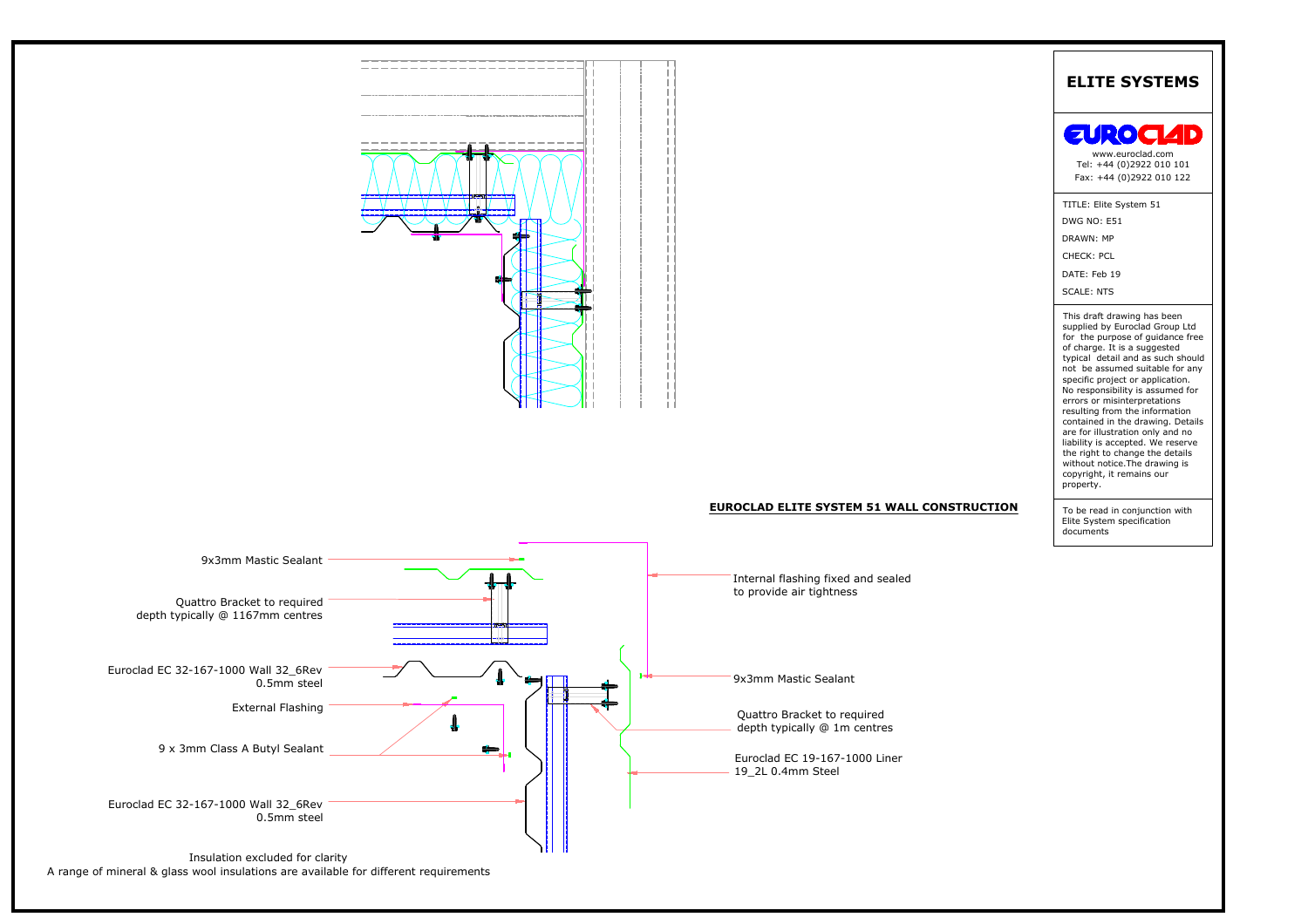# ELITE SYSTEMS

EUROCLAD

www.euroclad.com
Tel: +44 (0)2922 010 101
Fax: +44 (0)2922 010 122

TITLE: Elite System 51
DWG NO: E51
DRAWN: MP
CHECK: PCL
DATE: Feb 19
SCALE: NTS

This draft drawing has been supplied by Euroclad Group Ltd for the purpose of guidance free of charge. It is a suggested typical detail and as such should not be assumed suitable for any specific project or application. No responsibility is assumed for errors or misinterpretations resulting from the information contained in the drawing. Details are for illustration only and no liability is accepted. We reserve the right to change the details without notice.The drawing is copyright, it remains our property.

To be read in conjunction with Elite System specification documents

## EUROCLAD ELITE SYSTEM 51 WALL CONSTRUCTION

- 9x3mm Mastic Sealant
- Quattro Bracket to required depth typically @ 1167mm centres
- Euroclad EC 32-167-1000 Wall 32_6Rev 0.5mm steel
- External Flashing
- 9 x 3mm Class A Butyl Sealant
- Euroclad EC 32-167-1000 Wall 32_6Rev 0.5mm steel
- Internal flashing fixed and sealed to provide air tightness
- 9x3mm Mastic Sealant
- Quattro Bracket to required depth typically @ 1m centres
- Euroclad EC 19-167-1000 Liner 19_2L 0.4mm Steel

Insulation excluded for clarity
A range of mineral & glass wool insulations are available for different requirements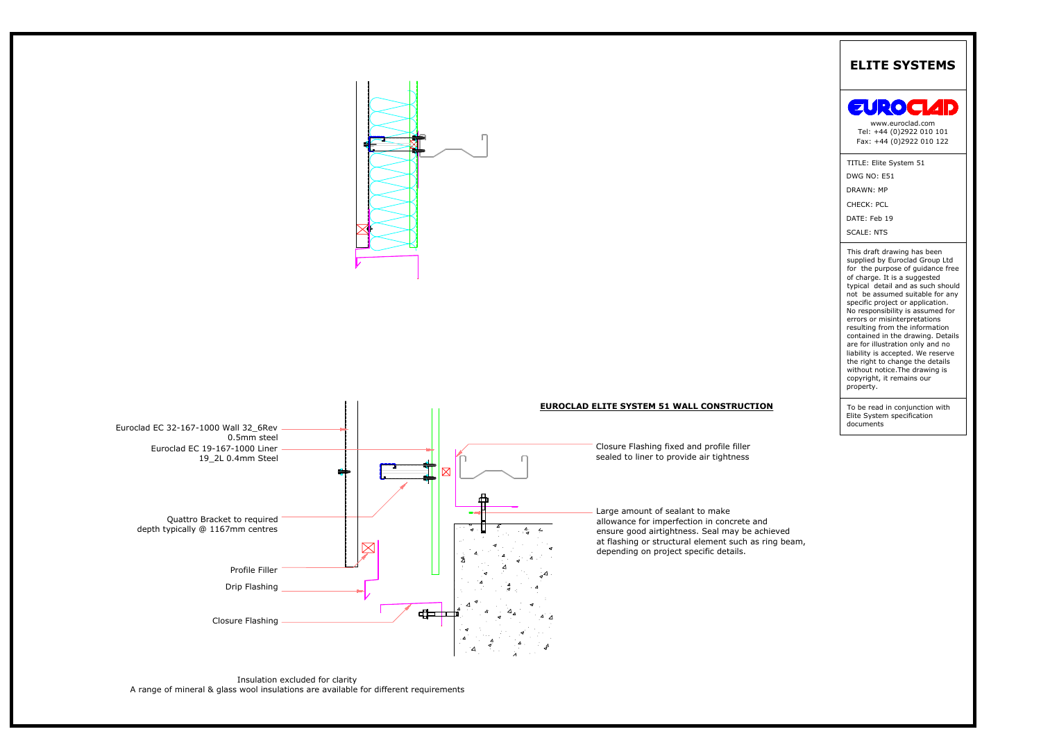# ELITE SYSTEMS

EUROCLAD

www.euroclad.com
Tel: +44 (0)2922 010 101
Fax: +44 (0)2922 010 122

TITLE: Elite System 51

DWG NO: E51

DRAWN: MP

CHECK: PCL

DATE: Feb 19

SCALE: NTS

This draft drawing has been supplied by Euroclad Group Ltd for the purpose of guidance free of charge. It is a suggested typical detail and as such should not be assumed suitable for any specific project or application. No responsibility is assumed for errors or misinterpretations resulting from the information contained in the drawing. Details are for illustration only and no liability is accepted. We reserve the right to change the details without notice.The drawing is copyright, it remains our property.

To be read in conjunction with Elite System specification documents

## EUROCLAD ELITE SYSTEM 51 WALL CONSTRUCTION

Euroclad EC 32-167-1000 Wall 32_6Rev 0.5mm steel

Euroclad EC 19-167-1000 Liner 19_2L 0.4mm Steel

Quattro Bracket to required depth typically @ 1167mm centres

Profile Filler

Drip Flashing

Closure Flashing

Closure Flashing fixed and profile filler sealed to liner to provide air tightness

Large amount of sealant to make allowance for imperfection in concrete and ensure good airtightness. Seal may be achieved at flashing or structural element such as ring beam, depending on project specific details.

Insulation excluded for clarity
A range of mineral & glass wool insulations are available for different requirements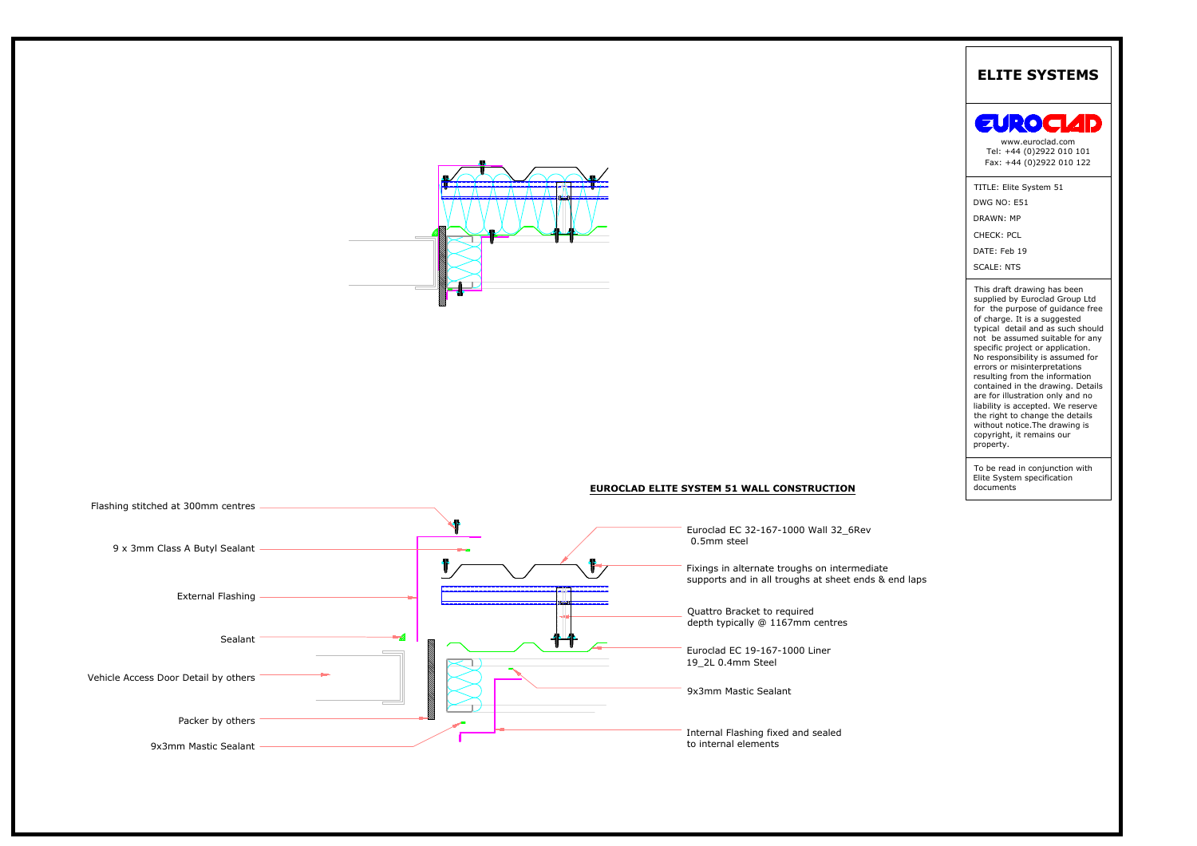# EUROCLAD ELITE SYSTEM 51 WALL CONSTRUCTION

Flashing stitched at 300mm centres

9 x 3mm Class A Butyl Sealant

External Flashing

Sealant

Vehicle Access Door Detail by others

Packer by others

9x3mm Mastic Sealant

Euroclad EC 32-167-1000 Wall 32_6Rev 0.5mm steel

Fixings in alternate troughs on intermediate supports and in all troughs at sheet ends & end laps

Quattro Bracket to required depth typically @ 1167mm centres

Euroclad EC 19-167-1000 Liner 19_2L 0.4mm Steel

9x3mm Mastic Sealant

Internal Flashing fixed and sealed to internal elements

## ELITE SYSTEMS

EUROCLAD

www.euroclad.com
Tel: +44 (0)2922 010 101
Fax: +44 (0)2922 010 122

TITLE: Elite System 51
DWG NO: E51
DRAWN: MP
CHECK: PCL
DATE: Feb 19
SCALE: NTS

This draft drawing has been supplied by Euroclad Group Ltd for the purpose of guidance free of charge. It is a suggested typical detail and as such should not be assumed suitable for any specific project or application. No responsibility is assumed for errors or misinterpretations resulting from the information contained in the drawing. Details are for illustration only and no liability is accepted. We reserve the right to change the details without notice.The drawing is copyright, it remains our property.

To be read in conjunction with Elite System specification documents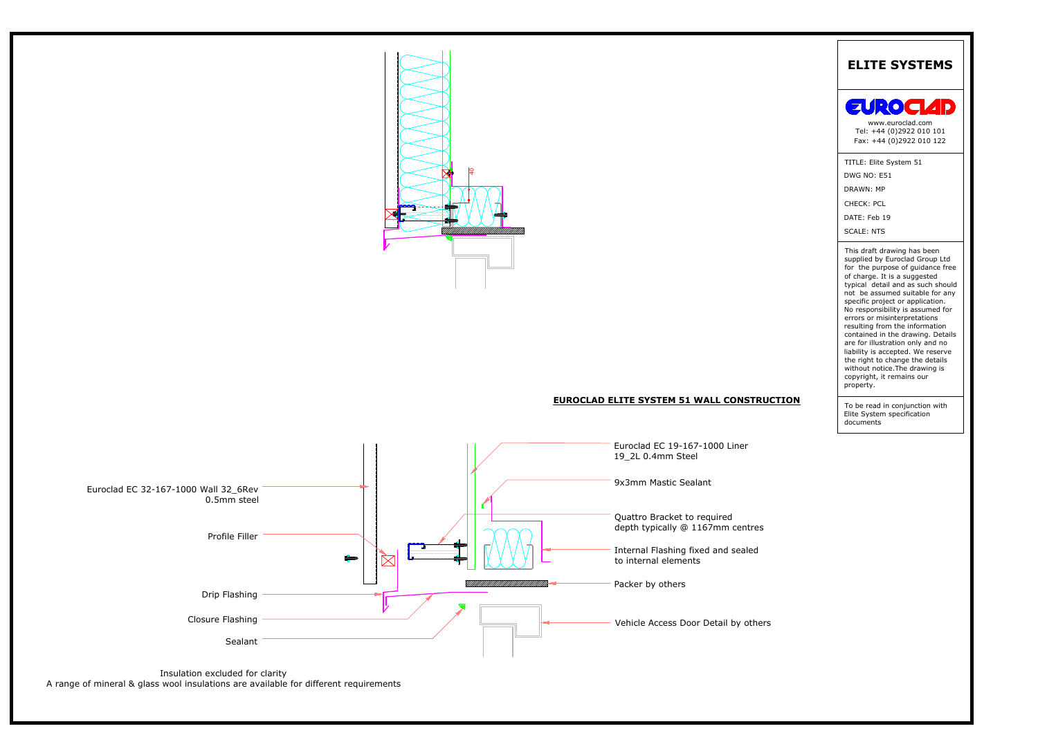# ELITE SYSTEMS

EUROCLAD

www.euroclad.com
Tel: +44 (0)2922 010 101
Fax: +44 (0)2922 010 122

TITLE: Elite System 51
DWG NO: E51
DRAWN: MP
CHECK: PCL
DATE: Feb 19
SCALE: NTS

This draft drawing has been supplied by Euroclad Group Ltd for the purpose of guidance free of charge. It is a suggested typical detail and as such should not be assumed suitable for any specific project or application. No responsibility is assumed for errors or misinterpretations resulting from the information contained in the drawing. Details are for illustration only and no liability is accepted. We reserve the right to change the details without notice.The drawing is copyright, it remains our property.

To be read in conjunction with Elite System specification documents

40

## EUROCLAD ELITE SYSTEM 51 WALL CONSTRUCTION

- Euroclad EC 19-167-1000 Liner 19_2L 0.4mm Steel
- 9x3mm Mastic Sealant
- Quattro Bracket to required depth typically @ 1167mm centres
- Internal Flashing fixed and sealed to internal elements
- Packer by others
- Vehicle Access Door Detail by others
- Euroclad EC 32-167-1000 Wall 32_6Rev 0.5mm steel
- Profile Filler
- Drip Flashing
- Closure Flashing
- Sealant

Insulation excluded for clarity
A range of mineral & glass wool insulations are available for different requirements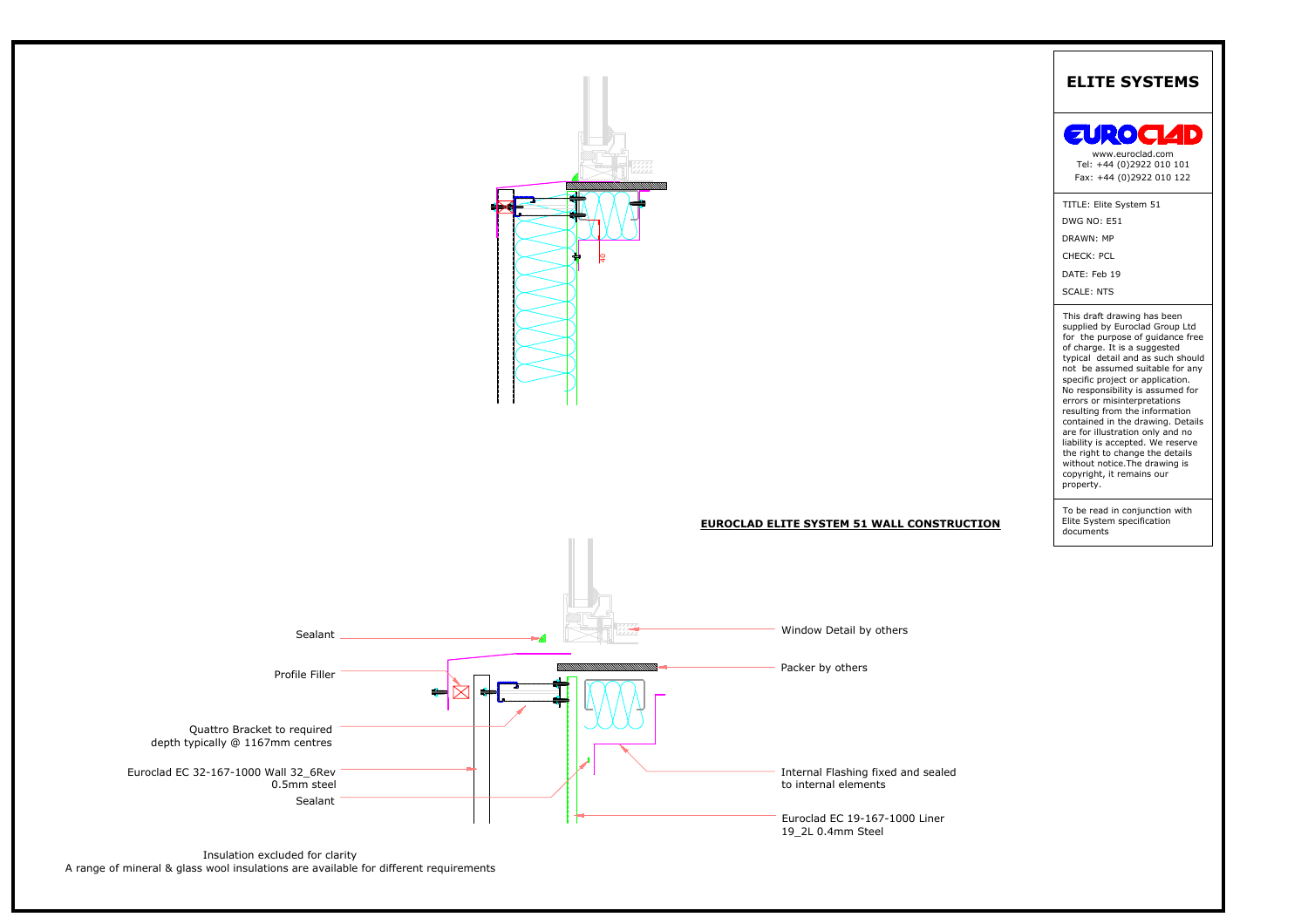# ELITE SYSTEMS

EUROCLAD

www.euroclad.com
Tel: +44 (0)2922 010 101
Fax: +44 (0)2922 010 122

TITLE: Elite System 51
DWG NO: E51
DRAWN: MP
CHECK: PCL
DATE: Feb 19
SCALE: NTS

This draft drawing has been supplied by Euroclad Group Ltd for the purpose of guidance free of charge. It is a suggested typical detail and as such should not be assumed suitable for any specific project or application. No responsibility is assumed for errors or misinterpretations resulting from the information contained in the drawing. Details are for illustration only and no liability is accepted. We reserve the right to change the details without notice.The drawing is copyright, it remains our property.

To be read in conjunction with Elite System specification documents

**EUROCLAD ELITE SYSTEM 51 WALL CONSTRUCTION**

40

Sealant

Profile Filler

Quattro Bracket to required depth typically @ 1167mm centres

Euroclad EC 32-167-1000 Wall 32_6Rev 0.5mm steel

Sealant

Window Detail by others

Packer by others

Internal Flashing fixed and sealed to internal elements

Euroclad EC 19-167-1000 Liner 19_2L 0.4mm Steel

Insulation excluded for clarity
A range of mineral & glass wool insulations are available for different requirements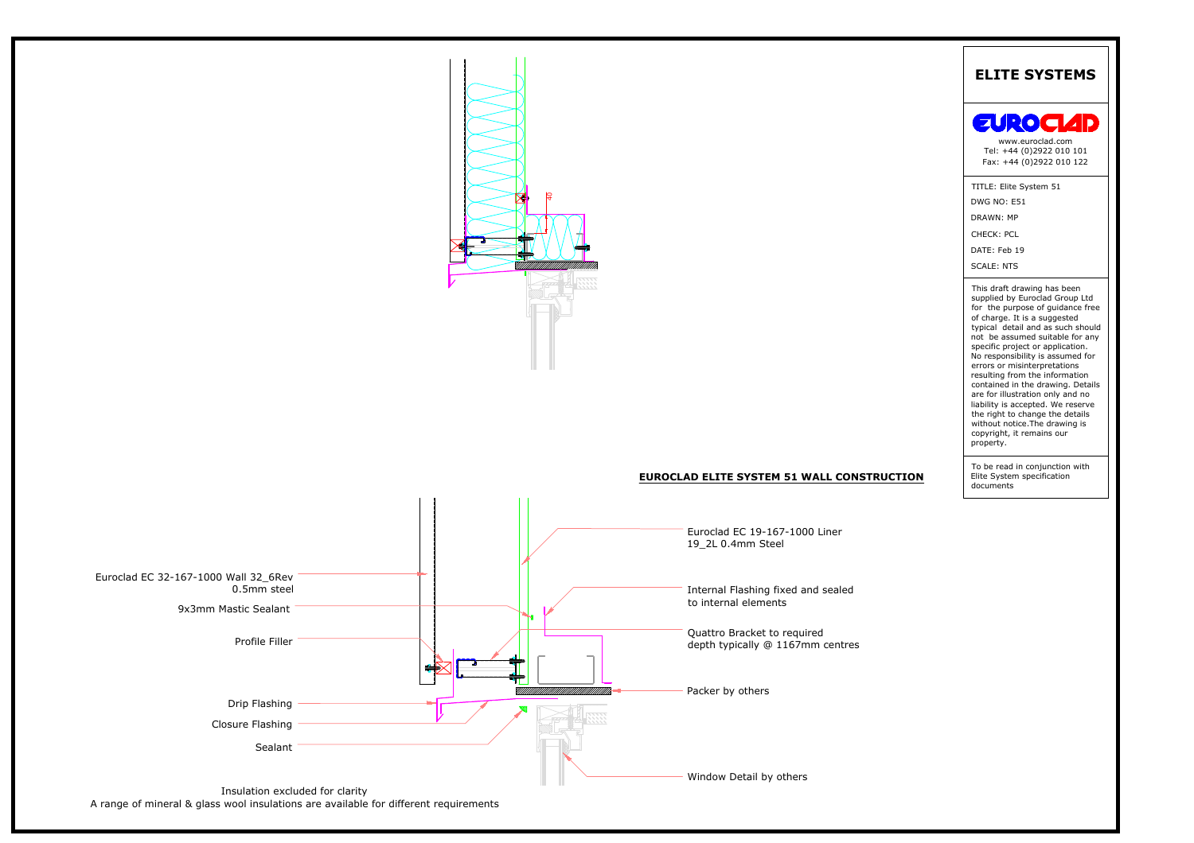# ELITE SYSTEMS

EUROCLAD

www.euroclad.com
Tel: +44 (0)2922 010 101
Fax: +44 (0)2922 010 122

TITLE: Elite System 51

DWG NO: E51

DRAWN: MP

CHECK: PCL

DATE: Feb 19

SCALE: NTS

This draft drawing has been supplied by Euroclad Group Ltd for the purpose of guidance free of charge. It is a suggested typical detail and as such should not be assumed suitable for any specific project or application. No responsibility is assumed for errors or misinterpretations resulting from the information contained in the drawing. Details are for illustration only and no liability is accepted. We reserve the right to change the details without notice.The drawing is copyright, it remains our property.

To be read in conjunction with Elite System specification documents

40

**EUROCLAD ELITE SYSTEM 51 WALL CONSTRUCTION**

Euroclad EC 19-167-1000 Liner
19_2L 0.4mm Steel

Internal Flashing fixed and sealed to internal elements

Quattro Bracket to required depth typically @ 1167mm centres

Packer by others

Window Detail by others

Euroclad EC 32-167-1000 Wall 32_6Rev
0.5mm steel

9x3mm Mastic Sealant

Profile Filler

Drip Flashing

Closure Flashing

Sealant

Insulation excluded for clarity
A range of mineral & glass wool insulations are available for different requirements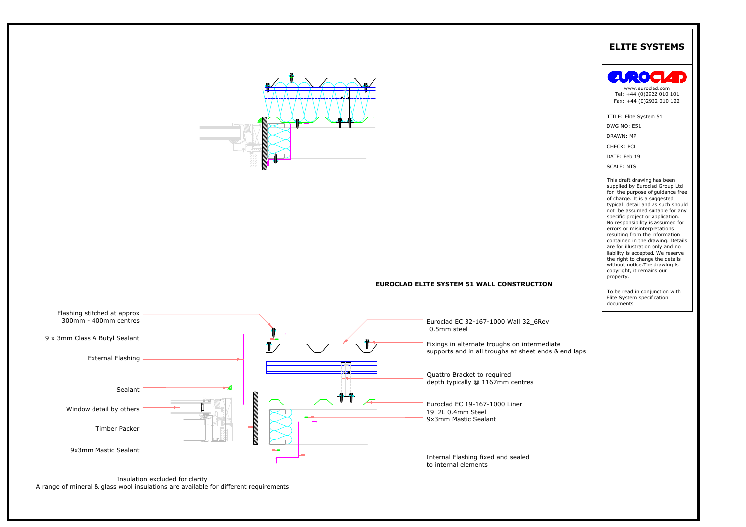## ELITE SYSTEMS

EUROCLAD

www.euroclad.com
Tel: +44 (0)2922 010 101
Fax: +44 (0)2922 010 122

TITLE: Elite System 51
DWG NO: E51
DRAWN: MP
CHECK: PCL
DATE: Feb 19
SCALE: NTS

This draft drawing has been supplied by Euroclad Group Ltd for the purpose of guidance free of charge. It is a suggested typical detail and as such should not be assumed suitable for any specific project or application. No responsibility is assumed for errors or misinterpretations resulting from the information contained in the drawing. Details are for illustration only and no liability is accepted. We reserve the right to change the details without notice.The drawing is copyright, it remains our property.

To be read in conjunction with Elite System specification documents

**EUROCLAD ELITE SYSTEM 51 WALL CONSTRUCTION**

Flashing stitched at approx 300mm - 400mm centres

9 x 3mm Class A Butyl Sealant

External Flashing

Sealant

Window detail by others

Timber Packer

9x3mm Mastic Sealant

Euroclad EC 32-167-1000 Wall 32_6Rev 0.5mm steel

Fixings in alternate troughs on intermediate supports and in all troughs at sheet ends & end laps

Quattro Bracket to required depth typically @ 1167mm centres

Euroclad EC 19-167-1000 Liner 19_2L 0.4mm Steel

9x3mm Mastic Sealant

Internal Flashing fixed and sealed to internal elements

Insulation excluded for clarity
A range of mineral & glass wool insulations are available for different requirements